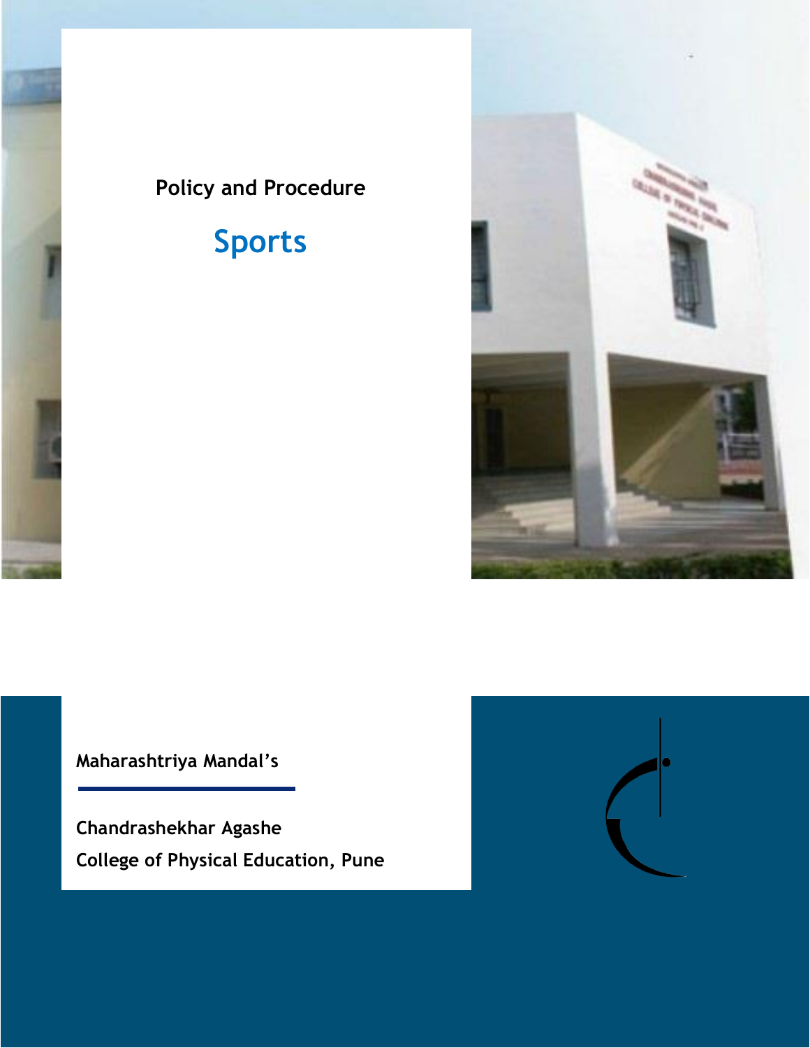Policy and Procedure

# Sports

Maharashtriya Mandal's

Chandrashekhar Agashe
College of Physical Education, Pune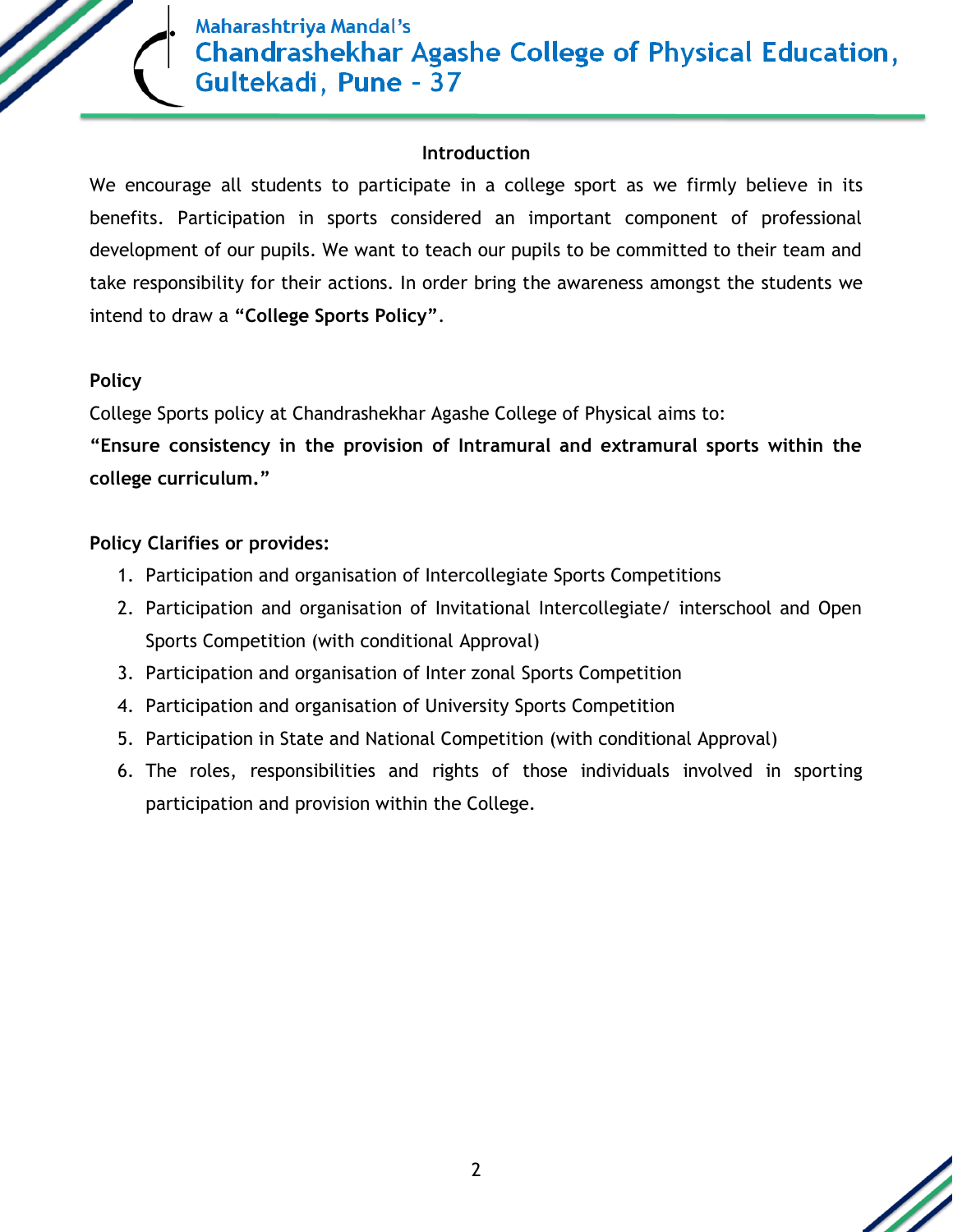## Introduction

We encourage all students to participate in a college sport as we firmly believe in its benefits. Participation in sports considered an important component of professional development of our pupils. We want to teach our pupils to be committed to their team and take responsibility for their actions. In order bring the awareness amongst the students we intend to draw a **"College Sports Policy"**.

**Policy**

College Sports policy at Chandrashekhar Agashe College of Physical aims to:

**"Ensure consistency in the provision of Intramural and extramural sports within the college curriculum."**

**Policy Clarifies or provides:**

1. Participation and organisation of Intercollegiate Sports Competitions
2. Participation and organisation of Invitational Intercollegiate/ interschool and Open Sports Competition (with conditional Approval)
3. Participation and organisation of Inter zonal Sports Competition
4. Participation and organisation of University Sports Competition
5. Participation in State and National Competition (with conditional Approval)
6. The roles, responsibilities and rights of those individuals involved in sporting participation and provision within the College.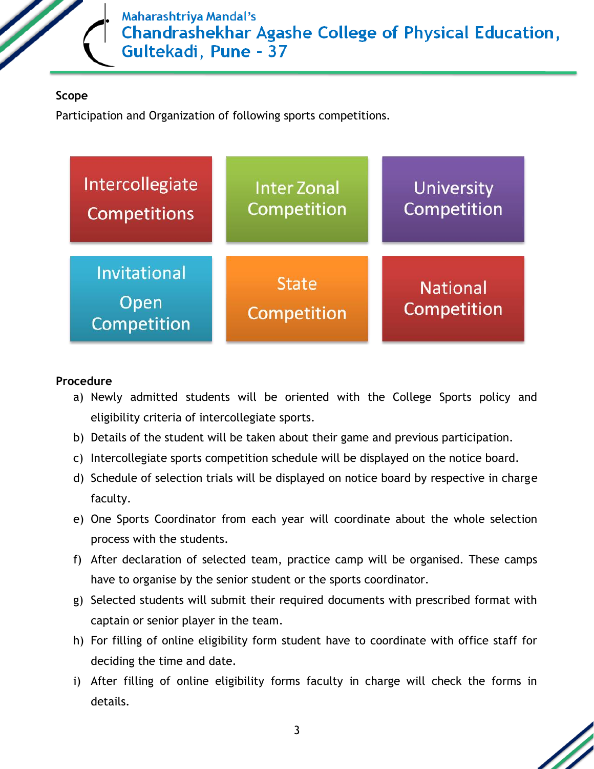**Scope**

Participation and Organization of following sports competitions.

- Intercollegiate Competitions
- Inter Zonal Competition
- University Competition
- Invitational Open Competition
- State Competition
- National Competition

**Procedure**

a) Newly admitted students will be oriented with the College Sports policy and eligibility criteria of intercollegiate sports.

b) Details of the student will be taken about their game and previous participation.

c) Intercollegiate sports competition schedule will be displayed on the notice board.

d) Schedule of selection trials will be displayed on notice board by respective in charge faculty.

e) One Sports Coordinator from each year will coordinate about the whole selection process with the students.

f) After declaration of selected team, practice camp will be organised. These camps have to organise by the senior student or the sports coordinator.

g) Selected students will submit their required documents with prescribed format with captain or senior player in the team.

h) For filling of online eligibility form student have to coordinate with office staff for deciding the time and date.

i) After filling of online eligibility forms faculty in charge will check the forms in details.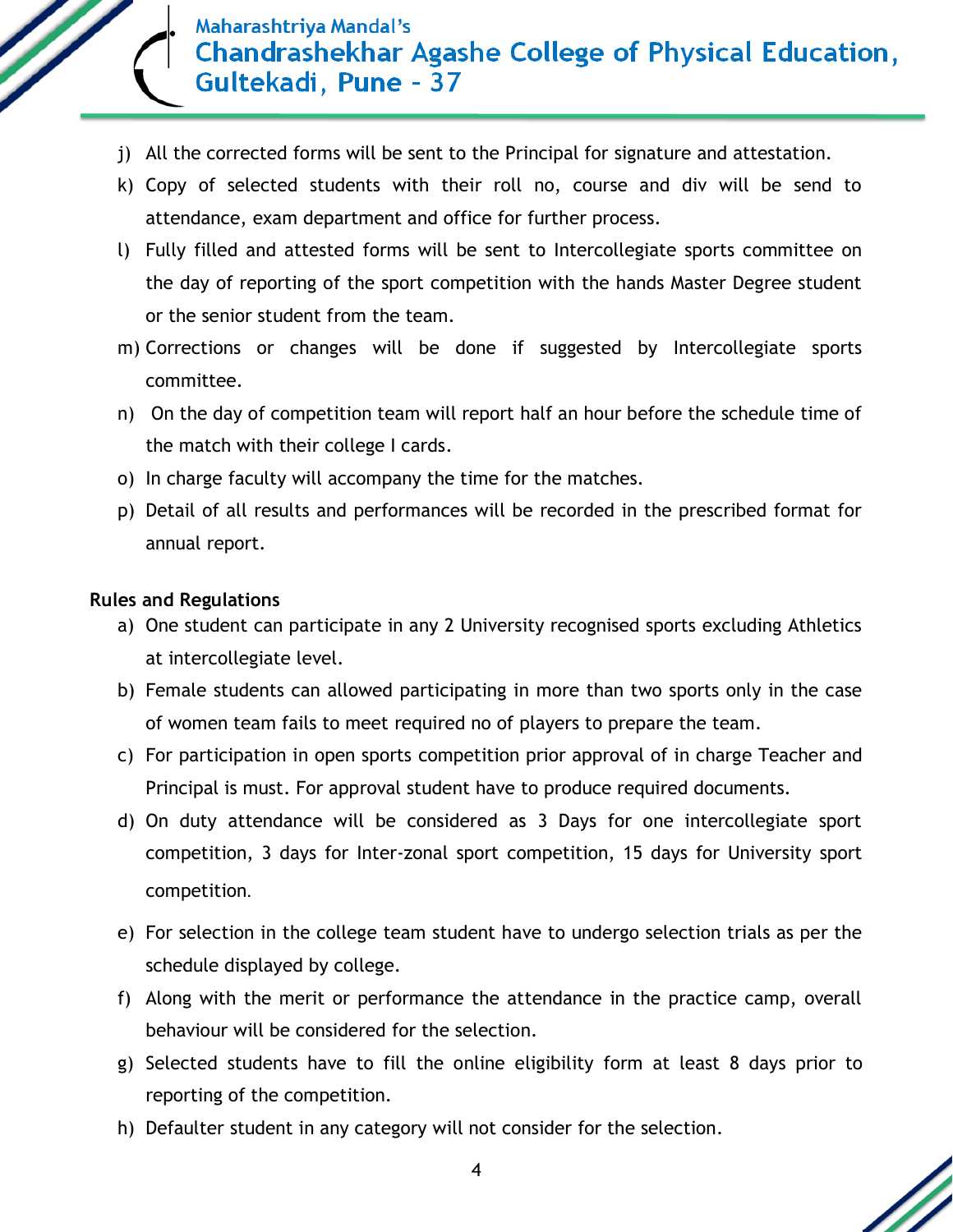j) All the corrected forms will be sent to the Principal for signature and attestation.

k) Copy of selected students with their roll no, course and div will be send to attendance, exam department and office for further process.

l) Fully filled and attested forms will be sent to Intercollegiate sports committee on the day of reporting of the sport competition with the hands Master Degree student or the senior student from the team.

m) Corrections or changes will be done if suggested by Intercollegiate sports committee.

n) On the day of competition team will report half an hour before the schedule time of the match with their college I cards.

o) In charge faculty will accompany the time for the matches.

p) Detail of all results and performances will be recorded in the prescribed format for annual report.

**Rules and Regulations**

a) One student can participate in any 2 University recognised sports excluding Athletics at intercollegiate level.

b) Female students can allowed participating in more than two sports only in the case of women team fails to meet required no of players to prepare the team.

c) For participation in open sports competition prior approval of in charge Teacher and Principal is must. For approval student have to produce required documents.

d) On duty attendance will be considered as 3 Days for one intercollegiate sport competition, 3 days for Inter-zonal sport competition, 15 days for University sport competition.

e) For selection in the college team student have to undergo selection trials as per the schedule displayed by college.

f) Along with the merit or performance the attendance in the practice camp, overall behaviour will be considered for the selection.

g) Selected students have to fill the online eligibility form at least 8 days prior to reporting of the competition.

h) Defaulter student in any category will not consider for the selection.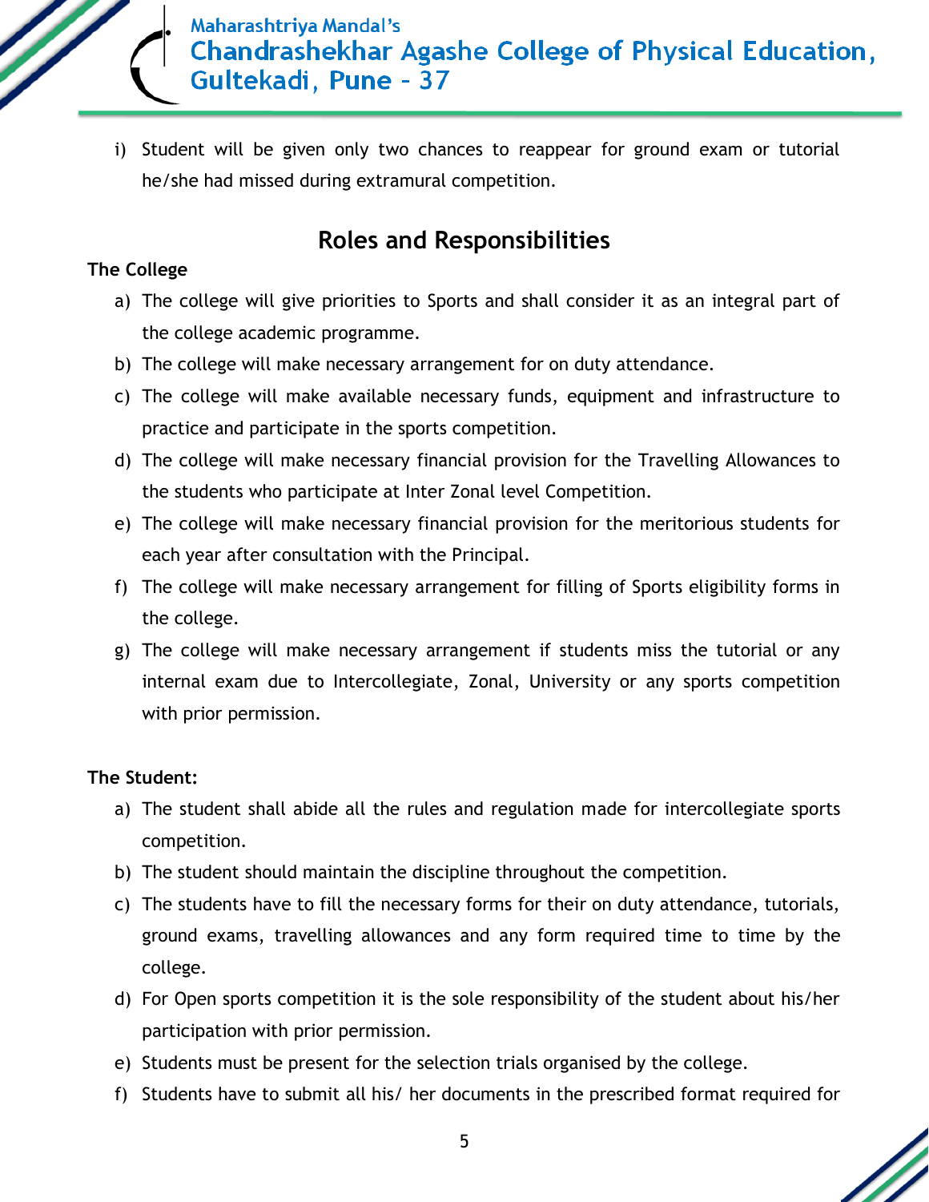i) Student will be given only two chances to reappear for ground exam or tutorial he/she had missed during extramural competition.

## Roles and Responsibilities

**The College**

a) The college will give priorities to Sports and shall consider it as an integral part of the college academic programme.
b) The college will make necessary arrangement for on duty attendance.
c) The college will make available necessary funds, equipment and infrastructure to practice and participate in the sports competition.
d) The college will make necessary financial provision for the Travelling Allowances to the students who participate at Inter Zonal level Competition.
e) The college will make necessary financial provision for the meritorious students for each year after consultation with the Principal.
f) The college will make necessary arrangement for filling of Sports eligibility forms in the college.
g) The college will make necessary arrangement if students miss the tutorial or any internal exam due to Intercollegiate, Zonal, University or any sports competition with prior permission.

**The Student:**

a) The student shall abide all the rules and regulation made for intercollegiate sports competition.
b) The student should maintain the discipline throughout the competition.
c) The students have to fill the necessary forms for their on duty attendance, tutorials, ground exams, travelling allowances and any form required time to time by the college.
d) For Open sports competition it is the sole responsibility of the student about his/her participation with prior permission.
e) Students must be present for the selection trials organised by the college.
f) Students have to submit all his/ her documents in the prescribed format required for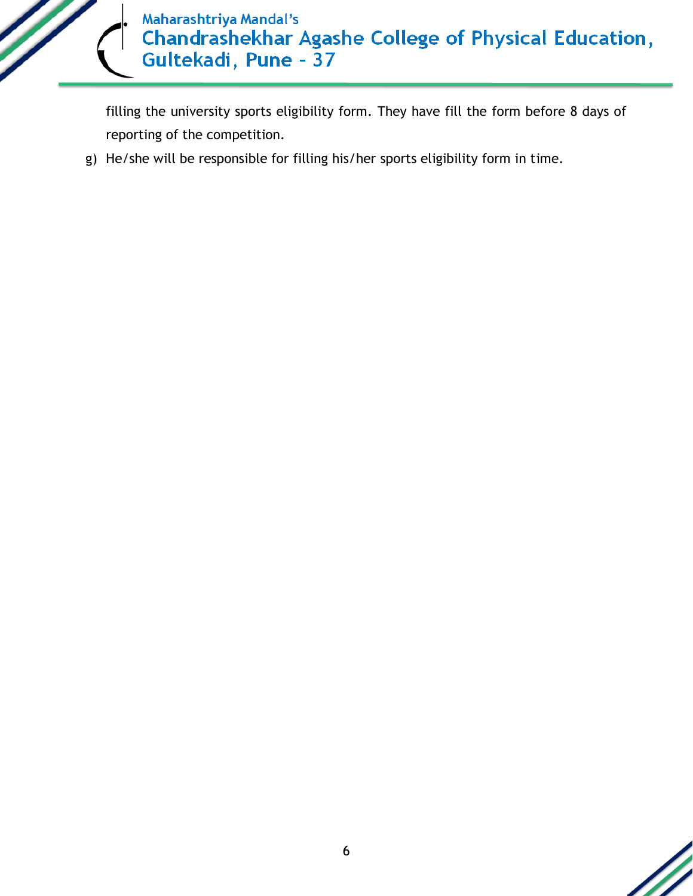filling the university sports eligibility form. They have fill the form before 8 days of reporting of the competition.

g) He/she will be responsible for filling his/her sports eligibility form in time.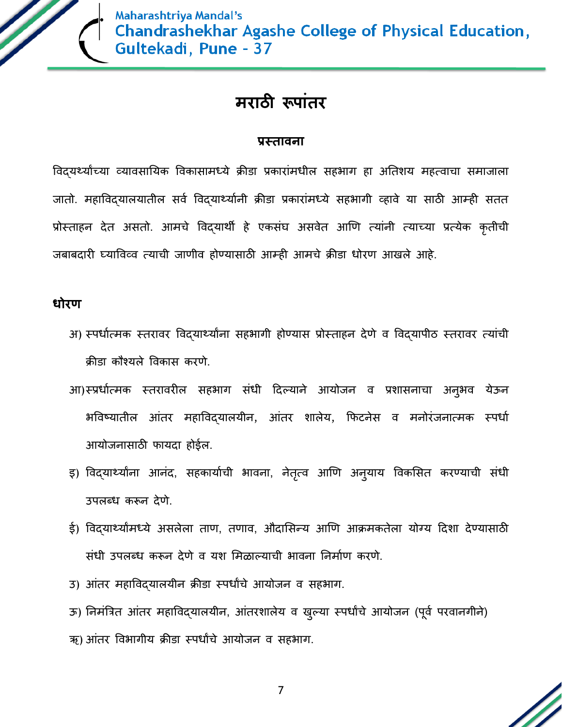# मराठी रूपांतर

## प्रस्तावना

विद्यर्थ्यांच्या व्यावसायिक विकासामध्ये क्रीडा प्रकारांमधील सहभाग हा अतिशय महत्वाचा समजाला जातो. महाविद्यालयातील सर्व विद्यार्थ्यांनी क्रीडा प्रकारांमध्ये सहभागी व्हावे या साठी आम्ही सतत प्रोस्ताहन देत असतो. आमचे विद्यार्थी हे एकसंघ असवेत आणि त्यांनी त्याच्या प्रत्येक कृतीची जबाबदारी घ्याविव्व त्याची जाणीव होण्यासाठी आम्ही आमचे क्रीडा धोरण आखले आहे.

**धोरण**

अ) स्पर्धात्मक स्तरावर विद्यार्थ्यांना सहभागी होण्यास प्रोस्ताहन देणे व विद्यापीठ स्तरावर त्यांची क्रीडा कौश्यले विकास करणे.

आ) स्प्रर्धात्मक स्तरावरील सहभाग संधी दिल्याने आयोजन व प्रशासनाचा अनुभव येऊन भविष्यातील आंतर महाविद्यालयीन, आंतर शालेय, फिटनेस व मनोरंजनात्मक स्पर्धा आयोजनासाठी फायदा होईल.

इ) विद्यार्थ्यांना आनंद, सहकार्याची भावना, नेतृत्व आणि अनुयाय विकसित करण्याची संधी उपलब्ध करून देणे.

ई) विद्यार्थ्यांमध्ये असलेला ताण, तणाव, औदासिन्य आणि आक्रमकतेला योग्य दिशा देण्यासाठी संधी उपलब्ध करून देणे व यश मिळाल्याची भावना निर्माण करणे.

उ) आंतर महाविद्यालयीन क्रीडा स्पर्धांचे आयोजन व सहभाग.

ऊ) निमंत्रित आंतर महाविद्यालयीन, आंतरशालेय व खुल्या स्पर्धांचे आयोजन (पूर्व परवानगीने)

ऋ) आंतर विभागीय क्रीडा स्पर्धांचे आयोजन व सहभाग.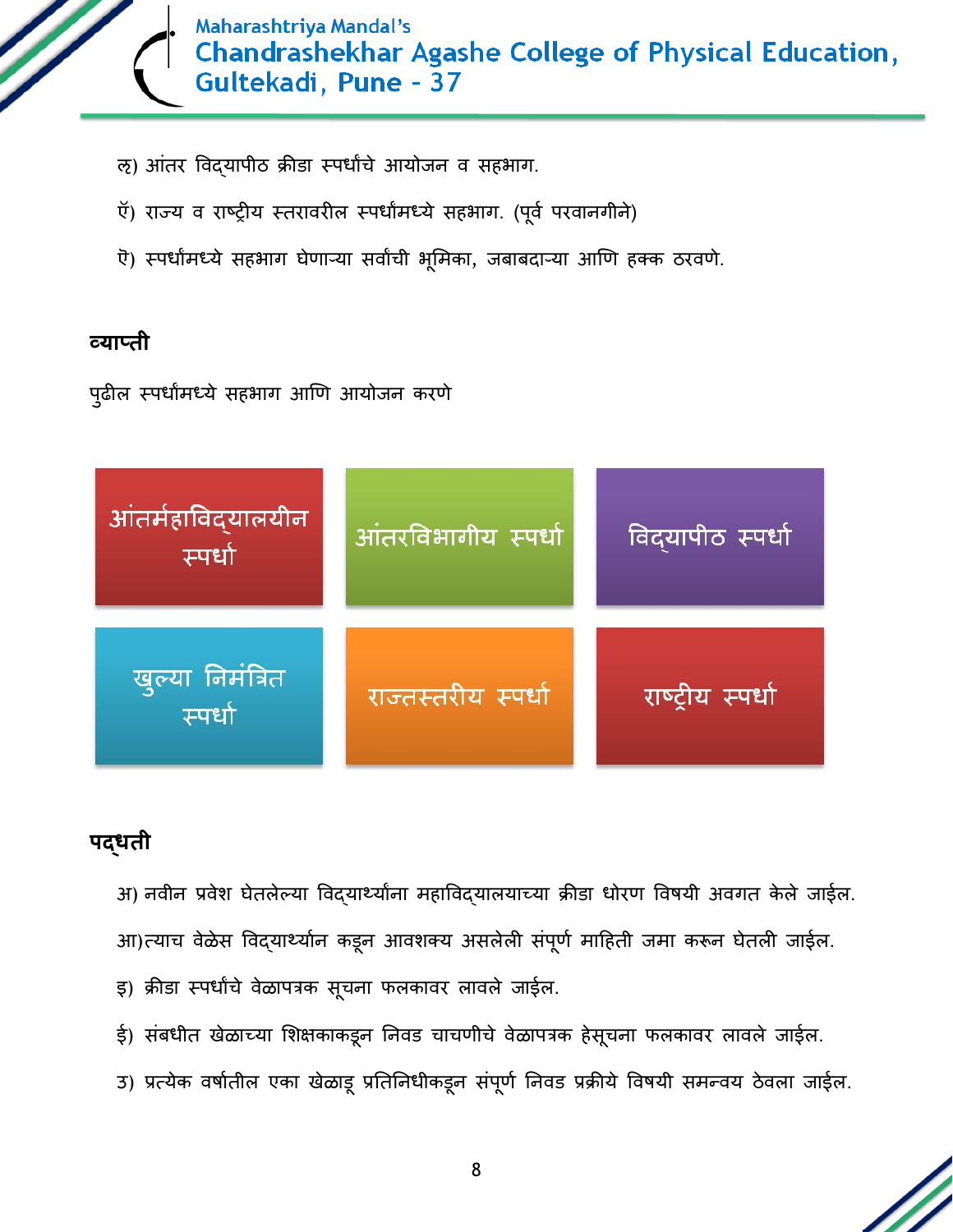ऌ) आंतर विद्यापीठ क्रीडा स्पर्धांचे आयोजन व सहभाग.

ऍ) राज्य व राष्ट्रीय स्तरावरील स्पर्धांमध्ये सहभाग. (पूर्व परवानगीने)

ऎ) स्पर्धांमध्ये सहभाग घेणाऱ्या सर्वांची भूमिका, जबाबदाऱ्या आणि हक्क ठरवणे.

## व्याप्ती

पुढील स्पर्धांमध्ये सहभाग आणि आयोजन करणे

- आंतर्महाविद्यालयीन स्पर्धा
- आंतरविभागीय स्पर्धा
- विद्यापीठ स्पर्धा
- खुल्या निमंत्रित स्पर्धा
- राज्यस्तरीय स्पर्धा
- राष्ट्रीय स्पर्धा

## पद्धती

अ) नवीन प्रवेश घेतलेल्या विद्यार्थ्यांना महाविद्यालयाच्या क्रीडा धोरण विषयी अवगत केले जाईल.

आ) त्याच वेळेस विद्यार्थ्यांन कडून आवशक्य असलेली संपूर्ण माहिती जमा करून घेतली जाईल.

इ) क्रीडा स्पर्धांचे वेळापत्रक सूचना फलकावर लावले जाईल.

ई) संबधीत खेळाच्या शिक्षकाकडून निवड चाचणीचे वेळापत्रक हेसूचना फलकावर लावले जाईल.

उ) प्रत्येक वर्षातील एका खेळाडू प्रतिनिधीकडून संपूर्ण निवड प्रक्रीये विषयी समन्वय ठेवला जाईल.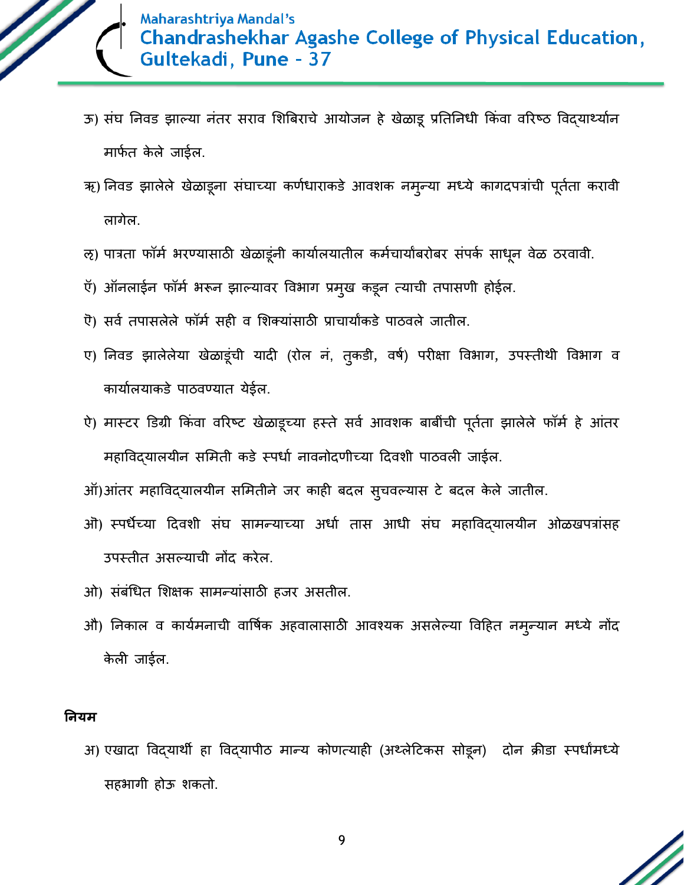ऊ) संघ निवड झाल्या नंतर सराव शिबिराचे आयोजन हे खेळाडू प्रतिनिधी किंवा वरिष्ठ विद्यार्थ्यान मार्फत केले जाईल.

ऋ) निवड झालेले खेळाडूना संघाच्या कर्णधाराकडे आवशक नमुन्या मध्ये कागदपत्रांची पूर्तता करावी लागेल.

ऌ) पात्रता फॉर्म भरण्यासाठी खेळाडूंनी कार्यालयातील कर्मचार्यांबरोबर संपर्क साधून वेळ ठरवावी.

ऍ) ऑनलाईन फॉर्म भरून झाल्यावर विभाग प्रमुख कडून त्याची तपासणी होईल.

ऎ) सर्व तपासलेले फॉर्म सही व शिक्यांसाठी प्राचार्यांकडे पाठवले जातील.

ए) निवड झालेलेया खेळाडूंची यादी (रोल नं, तुकडी, वर्ष) परीक्षा विभाग, उपस्तीथी विभाग व कार्यालयाकडे पाठवण्यात येईल.

ऐ) मास्टर डिग्री किंवा वरिष्ट खेळाडूच्या हस्ते सर्व आवशक बाबींची पूर्तता झालेले फॉर्म हे आंतर महाविद्यालयीन समिती कडे स्पर्धा नावनोदणीच्या दिवशी पाठवली जाईल.

ऑ) आंतर महाविद्यालयीन समितीने जर काही बदल सुचवल्यास टे बदल केले जातील.

ऒ) स्पर्धेच्या दिवशी संघ सामन्याच्या अर्धा तास आधी संघ महाविद्यालयीन ओळखपत्रांसह उपस्तीत असल्याची नोंद करेल.

ओ) संबंधित शिक्षक सामन्यांसाठी हजर असतील.

औ) निकाल व कार्यमनाची वार्षिक अहवालासाठी आवश्यक असलेल्या विहित नमुन्यान मध्ये नोंद केली जाईल.

**नियम**

अ) एखादा विद्यार्थी हा विद्यापीठ मान्य कोणत्याही (अथ्लेटिकस सोडून) दोन क्रीडा स्पर्धांमध्ये सहभागी होऊ शकतो.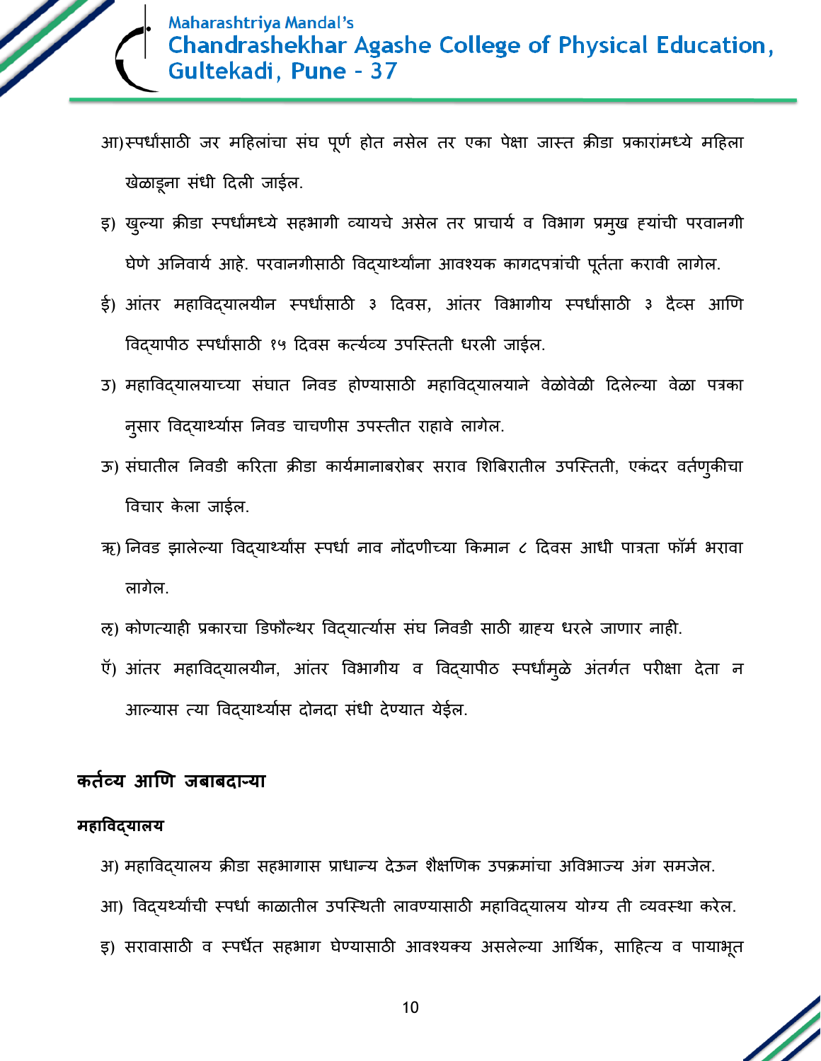आ) स्पर्धांसाठी जर महिलांचा संघ पूर्ण होत नसेल तर एका पेक्षा जास्त क्रीडा प्रकारांमध्ये महिला खेळाडूना संधी दिली जाईल.

इ) खुल्या क्रीडा स्पर्धांमध्ये सहभागी व्हायचे असेल तर प्राचार्य व विभाग प्रमुख ह्यांची परवानगी घेणे अनिवार्य आहे. परवानगीसाठी विद्यार्थ्यांना आवश्यक कागदपत्रांची पूर्तता करावी लागेल.

ई) आंतर महाविद्यालयीन स्पर्धांसाठी ३ दिवस, आंतर विभागीय स्पर्धांसाठी ३ दैव्स आणि विद्यापीठ स्पर्धांसाठी १५ दिवस कर्त्यव्य उपस्तिती धरली जाईल.

उ) महाविद्यालयाच्या संघात निवड होण्यासाठी महाविद्यालयाने वेळोवेळी दिलेल्या वेळा पत्रका नुसार विद्यार्थ्यास निवड चाचणीस उपस्तीत राहावे लागेल.

ऊ) संघातील निवडी करिता क्रीडा कार्यमानाबरोबर सराव शिबिरातील उपस्तिती, एकंदर वर्तणुकीचा विचार केला जाईल.

ऋ) निवड झालेल्या विद्यार्थ्यांस स्पर्धा नाव नोंदणीच्या किमान ८ दिवस आधी पात्रता फॉर्म भरावा लागेल.

ऌ) कोणत्याही प्रकारचा डिफौल्थर विद्यार्त्यास संघ निवडी साठी ग्राह्य धरले जाणार नाही.

ऍ) आंतर महाविद्यालयीन, आंतर विभागीय व विद्यापीठ स्पर्धांमुळे अंतर्गत परीक्षा देता न आल्यास त्या विद्यार्थ्यास दोनदा संधी देण्यात येईल.

## कर्तव्य आणि जबाबदाऱ्या

### महाविद्यालय

अ) महाविद्यालय क्रीडा सहभागास प्राधान्य देऊन शैक्षणिक उपक्रमांचा अविभाज्य अंग समजेल.

आ) विद्यर्थ्यांची स्पर्धा काळातील उपस्थिती लावण्यासाठी महाविद्यालय योग्य ती व्यवस्था करेल.

इ) सरावासाठी व स्पर्धेत सहभाग घेण्यासाठी आवश्यक्य असलेल्या आर्थिक, साहित्य व पायाभूत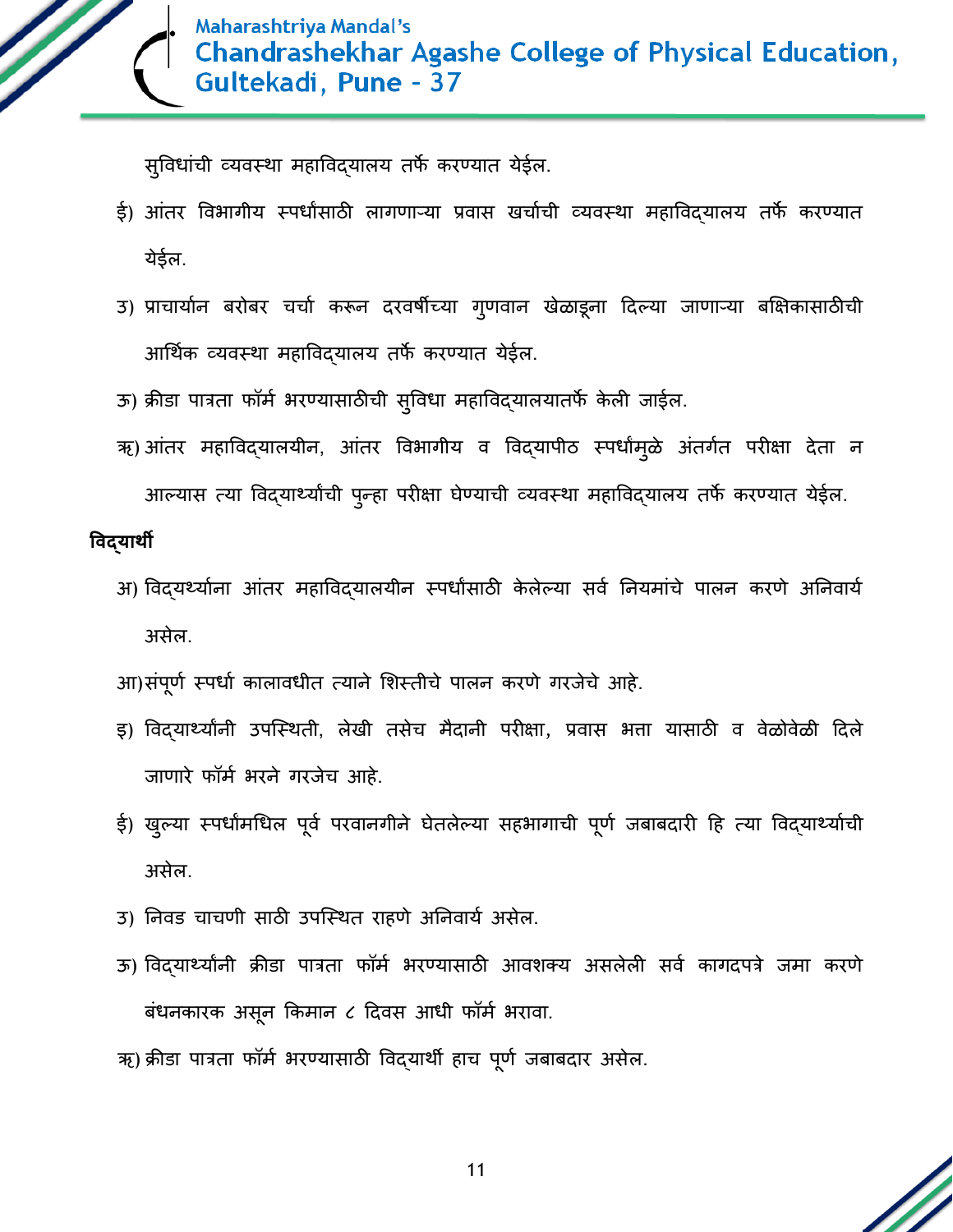सुविधांची व्यवस्था महाविद्यालय तर्फे करण्यात येईल.

ई) आंतर विभागीय स्पर्धांसाठी लागणाऱ्या प्रवास खर्चाची व्यवस्था महाविद्यालय तर्फे करण्यात येईल.

उ) प्राचार्यान बरोबर चर्चा करून दरवर्षीच्या गुणवान खेळाडूना दिल्या जाणाऱ्या बक्षिकासाठीची आर्थिक व्यवस्था महाविद्यालय तर्फे करण्यात येईल.

ऊ) क्रीडा पात्रता फॉर्म भरण्यासाठीची सुविधा महाविद्यालयातर्फे केली जाईल.

ऋ) आंतर महाविद्यालयीन, आंतर विभागीय व विद्यापीठ स्पर्धांमुळे अंतर्गत परीक्षा देता न आल्यास त्या विद्यार्थ्यांची पुन्हा परीक्षा घेण्याची व्यवस्था महाविद्यालय तर्फे करण्यात येईल.

**विद्यार्थी**

अ) विदयर्थ्याना आंतर महाविद्यालयीन स्पर्धांसाठी केलेल्या सर्व नियमांचे पालन करणे अनिवार्य असेल.

आ) संपूर्ण स्पर्धा कालावधीत त्याने शिस्तीचे पालन करणे गरजेचे आहे.

इ) विद्यार्थ्यांनी उपस्थिती, लेखी तसेच मैदानी परीक्षा, प्रवास भत्ता यासाठी व वेळोवेळी दिले जाणारे फॉर्म भरने गरजेच आहे.

ई) खुल्या स्पर्धांमधिल पूर्व परवानगीने घेतलेल्या सहभागाची पूर्ण जबाबदारी हि त्या विद्यार्थ्यांची असेल.

उ) निवड चाचणी साठी उपस्थित राहणे अनिवार्य असेल.

ऊ) विद्यार्थ्यांनी क्रीडा पात्रता फॉर्म भरण्यासाठी आवशक्य असलेली सर्व कागदपत्रे जमा करणे बंधनकारक असून किमान ८ दिवस आधी फॉर्म भरावा.

ऋ) क्रीडा पात्रता फॉर्म भरण्यासाठी विद्यार्थी हाच पूर्ण जबाबदार असेल.